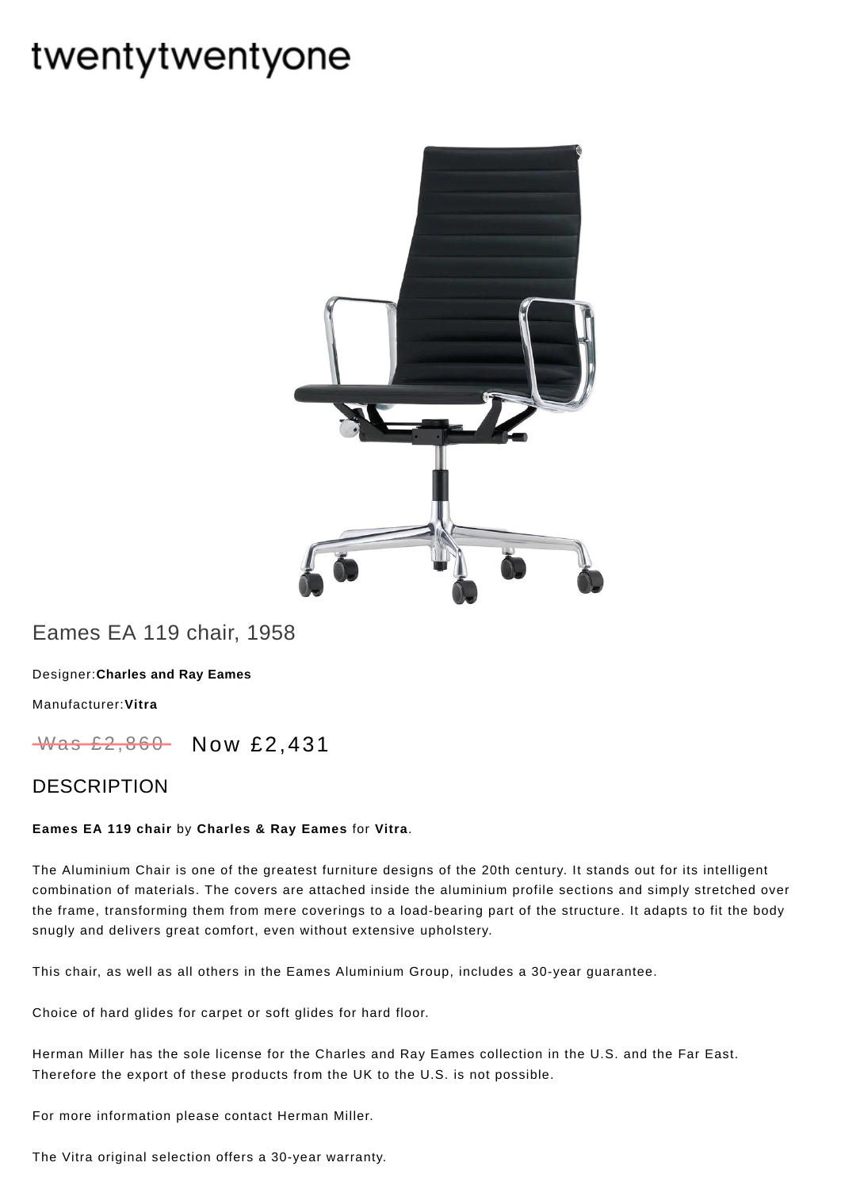# twentytwentyone

## Eames EA 119 chair, 1958

Designer:**Charles and Ray Eames**

Manufacturer:**Vitra**

~~Was £2,860~~ Now £2,431

## DESCRIPTION

**Eames EA 119 chair** by **Charles & Ray Eames** for **Vitra**.

The Aluminium Chair is one of the greatest furniture designs of the 20th century. It stands out for its intelligent combination of materials. The covers are attached inside the aluminium profile sections and simply stretched over the frame, transforming them from mere coverings to a load-bearing part of the structure. It adapts to fit the body snugly and delivers great comfort, even without extensive upholstery.

This chair, as well as all others in the Eames Aluminium Group, includes a 30-year guarantee.

Choice of hard glides for carpet or soft glides for hard floor.

Herman Miller has the sole license for the Charles and Ray Eames collection in the U.S. and the Far East. Therefore the export of these products from the UK to the U.S. is not possible.

For more information please contact Herman Miller.

The Vitra original selection offers a 30-year warranty.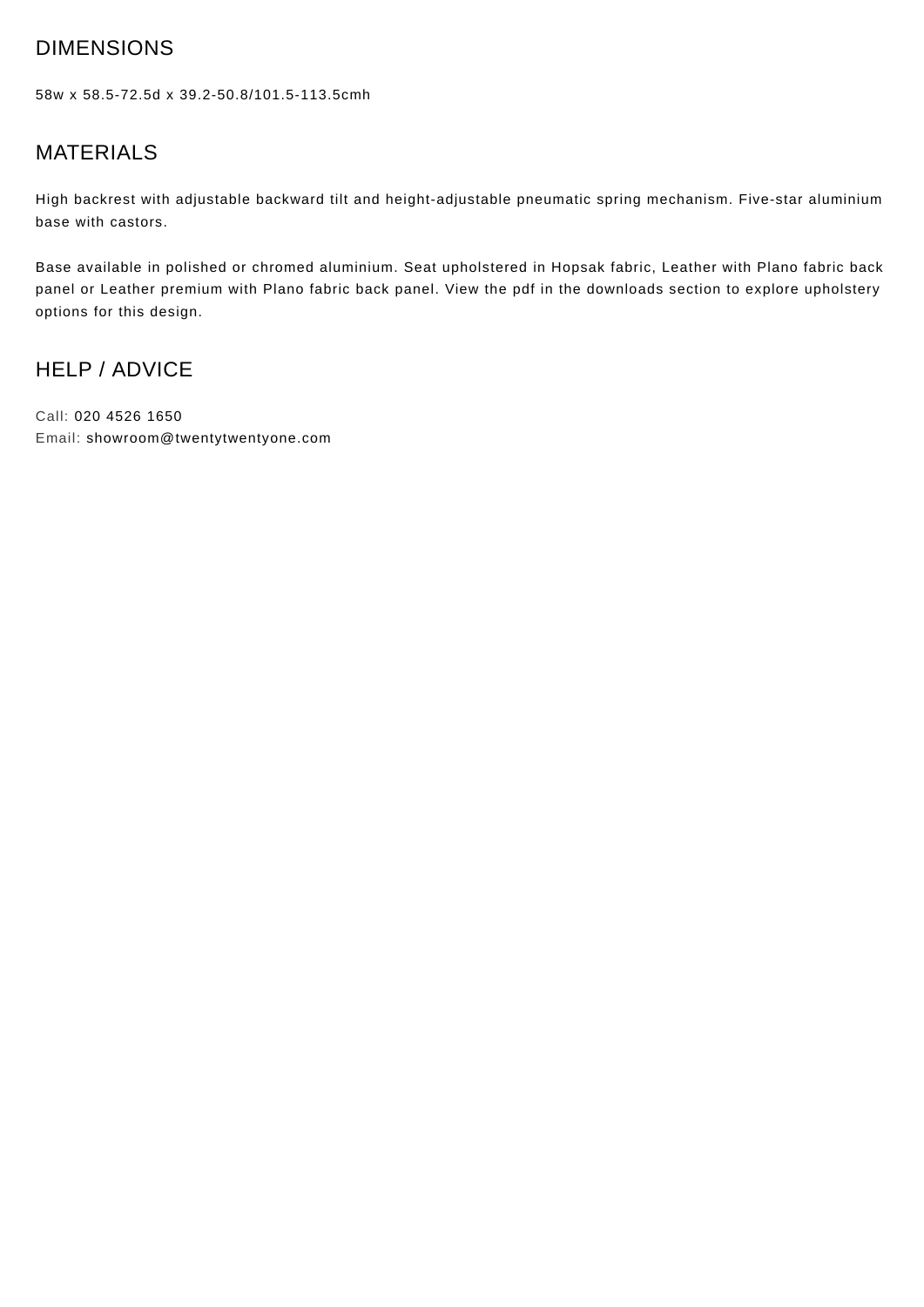## DIMENSIONS

58w x 58.5-72.5d x 39.2-50.8/101.5-113.5cmh

## MATERIALS

High backrest with adjustable backward tilt and height-adjustable pneumatic spring mechanism. Five-star aluminium base with castors.

Base available in polished or chromed aluminium. Seat upholstered in Hopsak fabric, Leather with Plano fabric back panel or Leather premium with Plano fabric back panel. View the pdf in the downloads section to explore upholstery options for this design.

## HELP / ADVICE

Call: 020 4526 1650
Email: showroom@twentytwentyone.com